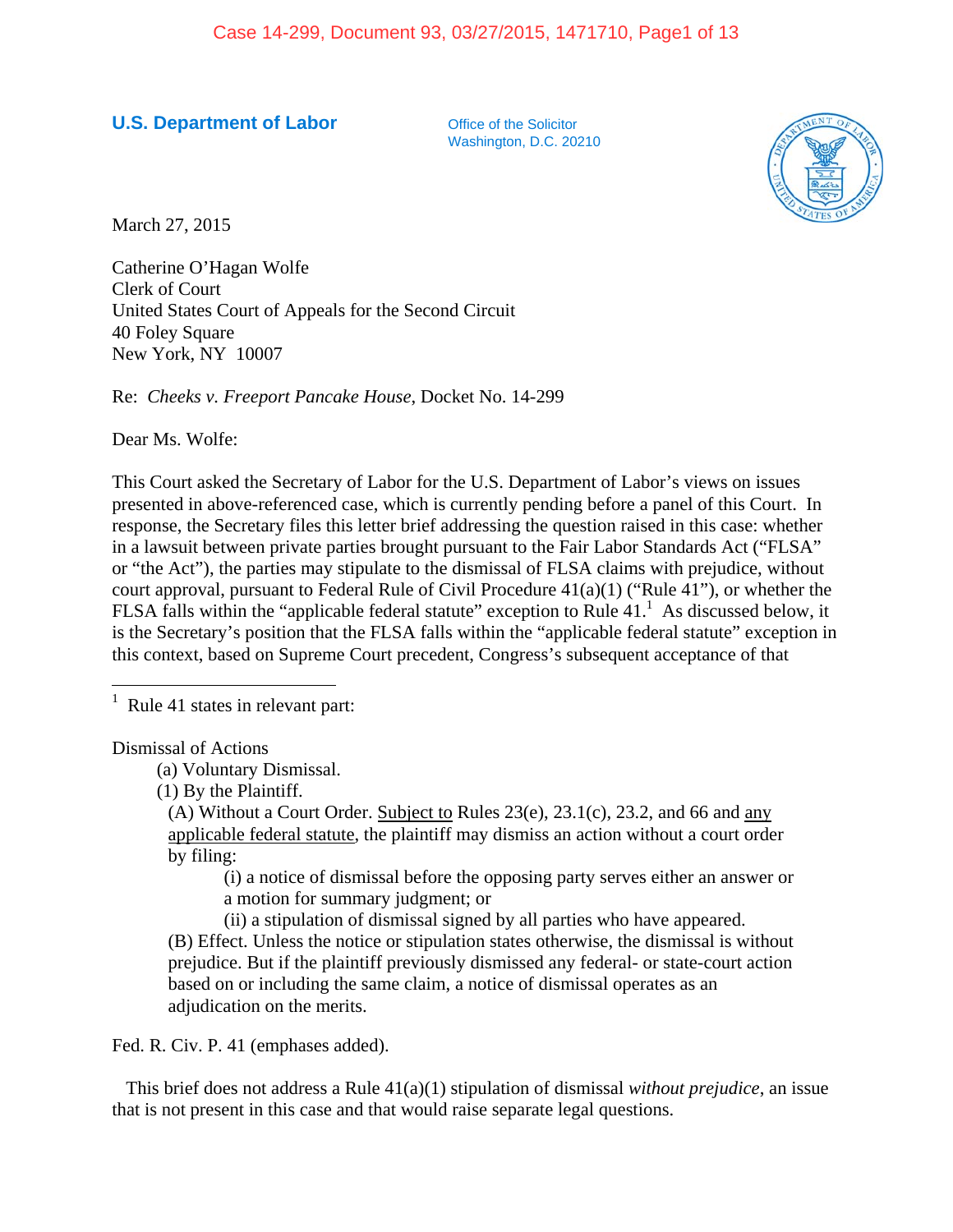**U.S. Department of Labor**

Office of the Solicitor
Washington, D.C. 20210

March 27, 2015

Catherine O'Hagan Wolfe
Clerk of Court
United States Court of Appeals for the Second Circuit
40 Foley Square
New York, NY 10007

Re: *Cheeks v. Freeport Pancake House*, Docket No. 14-299

Dear Ms. Wolfe:

This Court asked the Secretary of Labor for the U.S. Department of Labor's views on issues presented in above-referenced case, which is currently pending before a panel of this Court. In response, the Secretary files this letter brief addressing the question raised in this case: whether in a lawsuit between private parties brought pursuant to the Fair Labor Standards Act ("FLSA" or "the Act"), the parties may stipulate to the dismissal of FLSA claims with prejudice, without court approval, pursuant to Federal Rule of Civil Procedure 41(a)(1) ("Rule 41"), or whether the FLSA falls within the "applicable federal statute" exception to Rule 41.[1] As discussed below, it is the Secretary's position that the FLSA falls within the "applicable federal statute" exception in this context, based on Supreme Court precedent, Congress's subsequent acceptance of that

---

[1] Rule 41 states in relevant part:

Dismissal of Actions

(a) Voluntary Dismissal.

(1) By the Plaintiff.

(A) Without a Court Order. Subject to Rules 23(e), 23.1(c), 23.2, and 66 and any applicable federal statute, the plaintiff may dismiss an action without a court order by filing:

(i) a notice of dismissal before the opposing party serves either an answer or a motion for summary judgment; or

(ii) a stipulation of dismissal signed by all parties who have appeared.

(B) Effect. Unless the notice or stipulation states otherwise, the dismissal is without prejudice. But if the plaintiff previously dismissed any federal- or state-court action based on or including the same claim, a notice of dismissal operates as an adjudication on the merits.

Fed. R. Civ. P. 41 (emphases added).

This brief does not address a Rule 41(a)(1) stipulation of dismissal *without prejudice*, an issue that is not present in this case and that would raise separate legal questions.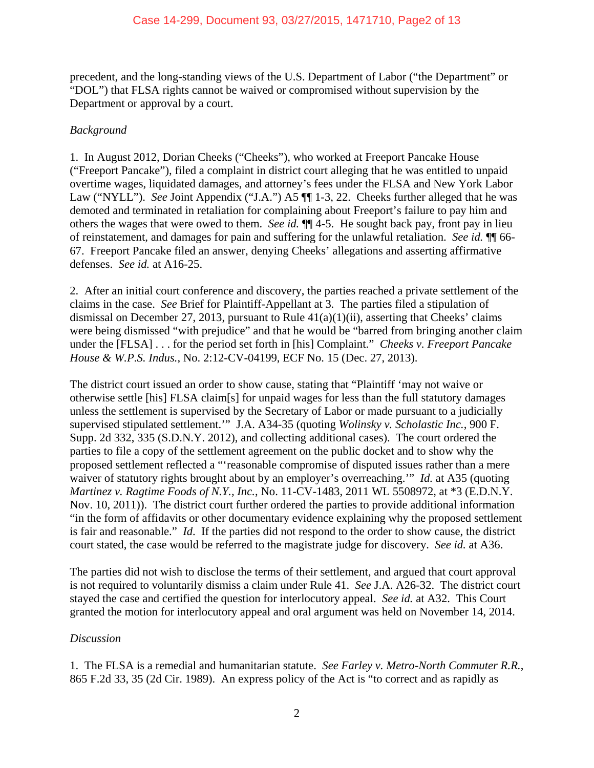precedent, and the long-standing views of the U.S. Department of Labor ("the Department" or "DOL") that FLSA rights cannot be waived or compromised without supervision by the Department or approval by a court.

*Background*

1. In August 2012, Dorian Cheeks ("Cheeks"), who worked at Freeport Pancake House ("Freeport Pancake"), filed a complaint in district court alleging that he was entitled to unpaid overtime wages, liquidated damages, and attorney's fees under the FLSA and New York Labor Law ("NYLL"). *See* Joint Appendix ("J.A.") A5 ¶¶ 1-3, 22. Cheeks further alleged that he was demoted and terminated in retaliation for complaining about Freeport's failure to pay him and others the wages that were owed to them. *See id.* ¶¶ 4-5. He sought back pay, front pay in lieu of reinstatement, and damages for pain and suffering for the unlawful retaliation. *See id.* ¶¶ 66-67. Freeport Pancake filed an answer, denying Cheeks' allegations and asserting affirmative defenses. *See id.* at A16-25.

2. After an initial court conference and discovery, the parties reached a private settlement of the claims in the case. *See* Brief for Plaintiff-Appellant at 3. The parties filed a stipulation of dismissal on December 27, 2013, pursuant to Rule 41(a)(1)(ii), asserting that Cheeks' claims were being dismissed "with prejudice" and that he would be "barred from bringing another claim under the [FLSA] . . . for the period set forth in [his] Complaint." *Cheeks v. Freeport Pancake House & W.P.S. Indus.*, No. 2:12-CV-04199, ECF No. 15 (Dec. 27, 2013).

The district court issued an order to show cause, stating that "Plaintiff 'may not waive or otherwise settle [his] FLSA claim[s] for unpaid wages for less than the full statutory damages unless the settlement is supervised by the Secretary of Labor or made pursuant to a judicially supervised stipulated settlement.'" J.A. A34-35 (quoting *Wolinsky v. Scholastic Inc.*, 900 F. Supp. 2d 332, 335 (S.D.N.Y. 2012), and collecting additional cases). The court ordered the parties to file a copy of the settlement agreement on the public docket and to show why the proposed settlement reflected a "'reasonable compromise of disputed issues rather than a mere waiver of statutory rights brought about by an employer's overreaching.'" *Id.* at A35 (quoting *Martinez v. Ragtime Foods of N.Y., Inc.*, No. 11-CV-1483, 2011 WL 5508972, at *3 (E.D.N.Y. Nov. 10, 2011)). The district court further ordered the parties to provide additional information "in the form of affidavits or other documentary evidence explaining why the proposed settlement is fair and reasonable." *Id*. If the parties did not respond to the order to show cause, the district court stated, the case would be referred to the magistrate judge for discovery. *See id.* at A36.

The parties did not wish to disclose the terms of their settlement, and argued that court approval is not required to voluntarily dismiss a claim under Rule 41. *See* J.A. A26-32. The district court stayed the case and certified the question for interlocutory appeal. *See id.* at A32. This Court granted the motion for interlocutory appeal and oral argument was held on November 14, 2014.

*Discussion*

1. The FLSA is a remedial and humanitarian statute. *See Farley v. Metro-North Commuter R.R.*, 865 F.2d 33, 35 (2d Cir. 1989). An express policy of the Act is "to correct and as rapidly as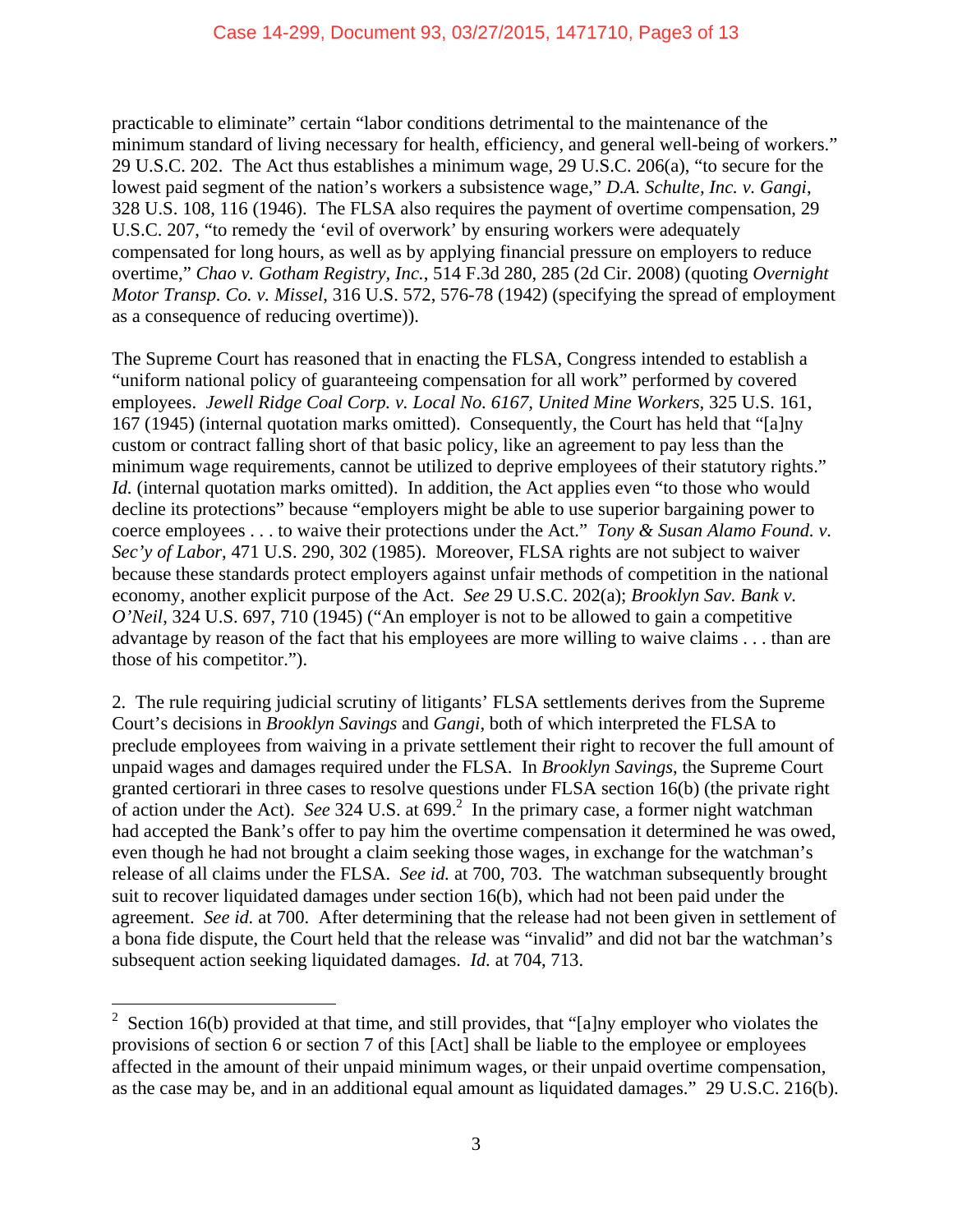practicable to eliminate" certain "labor conditions detrimental to the maintenance of the minimum standard of living necessary for health, efficiency, and general well-being of workers." 29 U.S.C. 202. The Act thus establishes a minimum wage, 29 U.S.C. 206(a), "to secure for the lowest paid segment of the nation's workers a subsistence wage," *D.A. Schulte, Inc. v. Gangi*, 328 U.S. 108, 116 (1946). The FLSA also requires the payment of overtime compensation, 29 U.S.C. 207, "to remedy the 'evil of overwork' by ensuring workers were adequately compensated for long hours, as well as by applying financial pressure on employers to reduce overtime," *Chao v. Gotham Registry, Inc.*, 514 F.3d 280, 285 (2d Cir. 2008) (quoting *Overnight Motor Transp. Co. v. Missel*, 316 U.S. 572, 576-78 (1942) (specifying the spread of employment as a consequence of reducing overtime)).

The Supreme Court has reasoned that in enacting the FLSA, Congress intended to establish a "uniform national policy of guaranteeing compensation for all work" performed by covered employees. *Jewell Ridge Coal Corp. v. Local No. 6167, United Mine Workers*, 325 U.S. 161, 167 (1945) (internal quotation marks omitted). Consequently, the Court has held that "[a]ny custom or contract falling short of that basic policy, like an agreement to pay less than the minimum wage requirements, cannot be utilized to deprive employees of their statutory rights." *Id.* (internal quotation marks omitted). In addition, the Act applies even "to those who would decline its protections" because "employers might be able to use superior bargaining power to coerce employees . . . to waive their protections under the Act." *Tony & Susan Alamo Found. v. Sec'y of Labor*, 471 U.S. 290, 302 (1985). Moreover, FLSA rights are not subject to waiver because these standards protect employers against unfair methods of competition in the national economy, another explicit purpose of the Act. *See* 29 U.S.C. 202(a); *Brooklyn Sav. Bank v. O'Neil*, 324 U.S. 697, 710 (1945) ("An employer is not to be allowed to gain a competitive advantage by reason of the fact that his employees are more willing to waive claims . . . than are those of his competitor.").

2. The rule requiring judicial scrutiny of litigants' FLSA settlements derives from the Supreme Court's decisions in *Brooklyn Savings* and *Gangi*, both of which interpreted the FLSA to preclude employees from waiving in a private settlement their right to recover the full amount of unpaid wages and damages required under the FLSA. In *Brooklyn Savings*, the Supreme Court granted certiorari in three cases to resolve questions under FLSA section 16(b) (the private right of action under the Act). *See* 324 U.S. at 699.[2] In the primary case, a former night watchman had accepted the Bank's offer to pay him the overtime compensation it determined he was owed, even though he had not brought a claim seeking those wages, in exchange for the watchman's release of all claims under the FLSA. *See id.* at 700, 703. The watchman subsequently brought suit to recover liquidated damages under section 16(b), which had not been paid under the agreement. *See id.* at 700. After determining that the release had not been given in settlement of a bona fide dispute, the Court held that the release was "invalid" and did not bar the watchman's subsequent action seeking liquidated damages. *Id.* at 704, 713.

[2] Section 16(b) provided at that time, and still provides, that "[a]ny employer who violates the provisions of section 6 or section 7 of this [Act] shall be liable to the employee or employees affected in the amount of their unpaid minimum wages, or their unpaid overtime compensation, as the case may be, and in an additional equal amount as liquidated damages." 29 U.S.C. 216(b).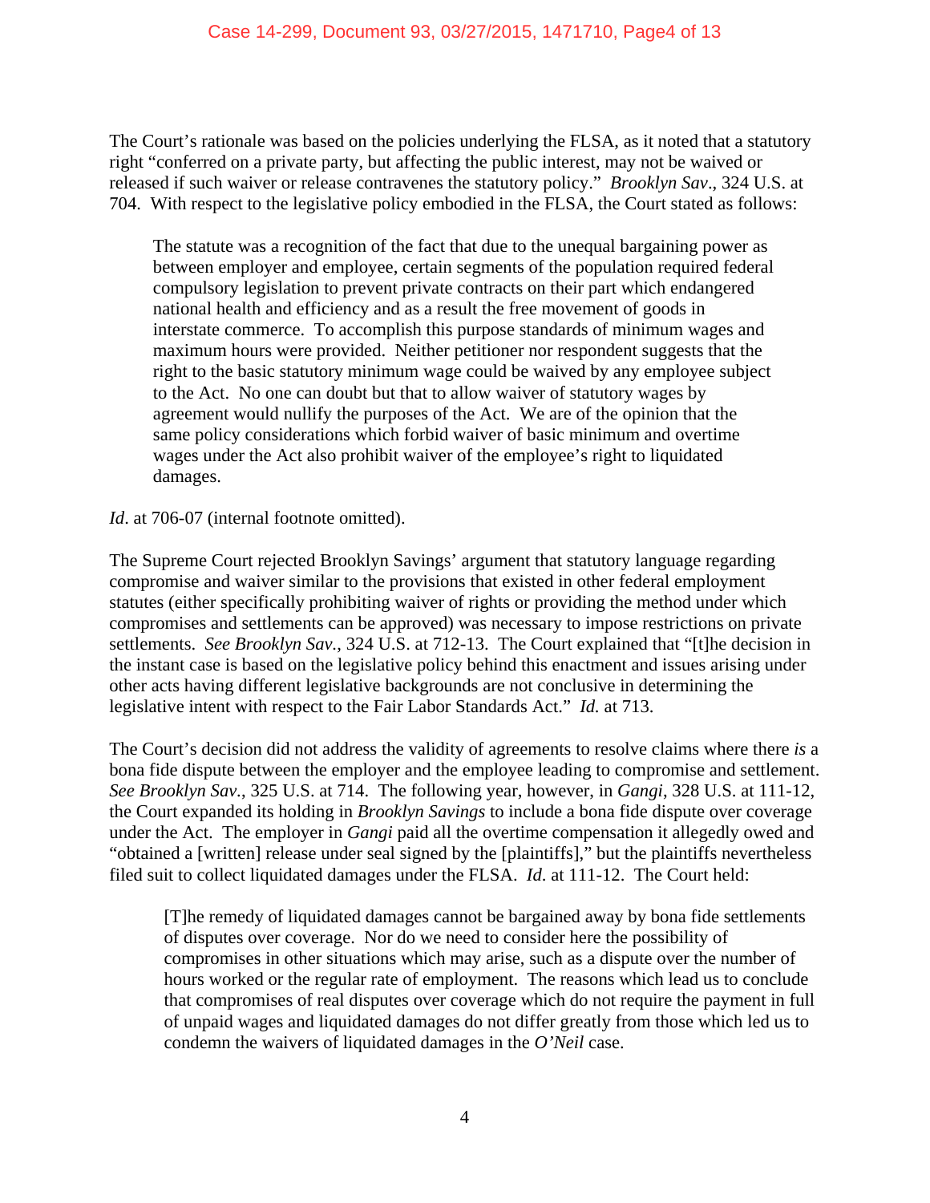The Court's rationale was based on the policies underlying the FLSA, as it noted that a statutory right "conferred on a private party, but affecting the public interest, may not be waived or released if such waiver or release contravenes the statutory policy." *Brooklyn Sav*., 324 U.S. at 704. With respect to the legislative policy embodied in the FLSA, the Court stated as follows:

> The statute was a recognition of the fact that due to the unequal bargaining power as between employer and employee, certain segments of the population required federal compulsory legislation to prevent private contracts on their part which endangered national health and efficiency and as a result the free movement of goods in interstate commerce. To accomplish this purpose standards of minimum wages and maximum hours were provided. Neither petitioner nor respondent suggests that the right to the basic statutory minimum wage could be waived by any employee subject to the Act. No one can doubt but that to allow waiver of statutory wages by agreement would nullify the purposes of the Act. We are of the opinion that the same policy considerations which forbid waiver of basic minimum and overtime wages under the Act also prohibit waiver of the employee's right to liquidated damages.

*Id*. at 706-07 (internal footnote omitted).

The Supreme Court rejected Brooklyn Savings' argument that statutory language regarding compromise and waiver similar to the provisions that existed in other federal employment statutes (either specifically prohibiting waiver of rights or providing the method under which compromises and settlements can be approved) was necessary to impose restrictions on private settlements. *See Brooklyn Sav*., 324 U.S. at 712-13. The Court explained that "[t]he decision in the instant case is based on the legislative policy behind this enactment and issues arising under other acts having different legislative backgrounds are not conclusive in determining the legislative intent with respect to the Fair Labor Standards Act." *Id.* at 713.

The Court's decision did not address the validity of agreements to resolve claims where there *is* a bona fide dispute between the employer and the employee leading to compromise and settlement. *See Brooklyn Sav.*, 325 U.S. at 714. The following year, however, in *Gangi*, 328 U.S. at 111-12, the Court expanded its holding in *Brooklyn Savings* to include a bona fide dispute over coverage under the Act. The employer in *Gangi* paid all the overtime compensation it allegedly owed and "obtained a [written] release under seal signed by the [plaintiffs]," but the plaintiffs nevertheless filed suit to collect liquidated damages under the FLSA. *Id.* at 111-12. The Court held:

> [T]he remedy of liquidated damages cannot be bargained away by bona fide settlements of disputes over coverage. Nor do we need to consider here the possibility of compromises in other situations which may arise, such as a dispute over the number of hours worked or the regular rate of employment. The reasons which lead us to conclude that compromises of real disputes over coverage which do not require the payment in full of unpaid wages and liquidated damages do not differ greatly from those which led us to condemn the waivers of liquidated damages in the *O'Neil* case.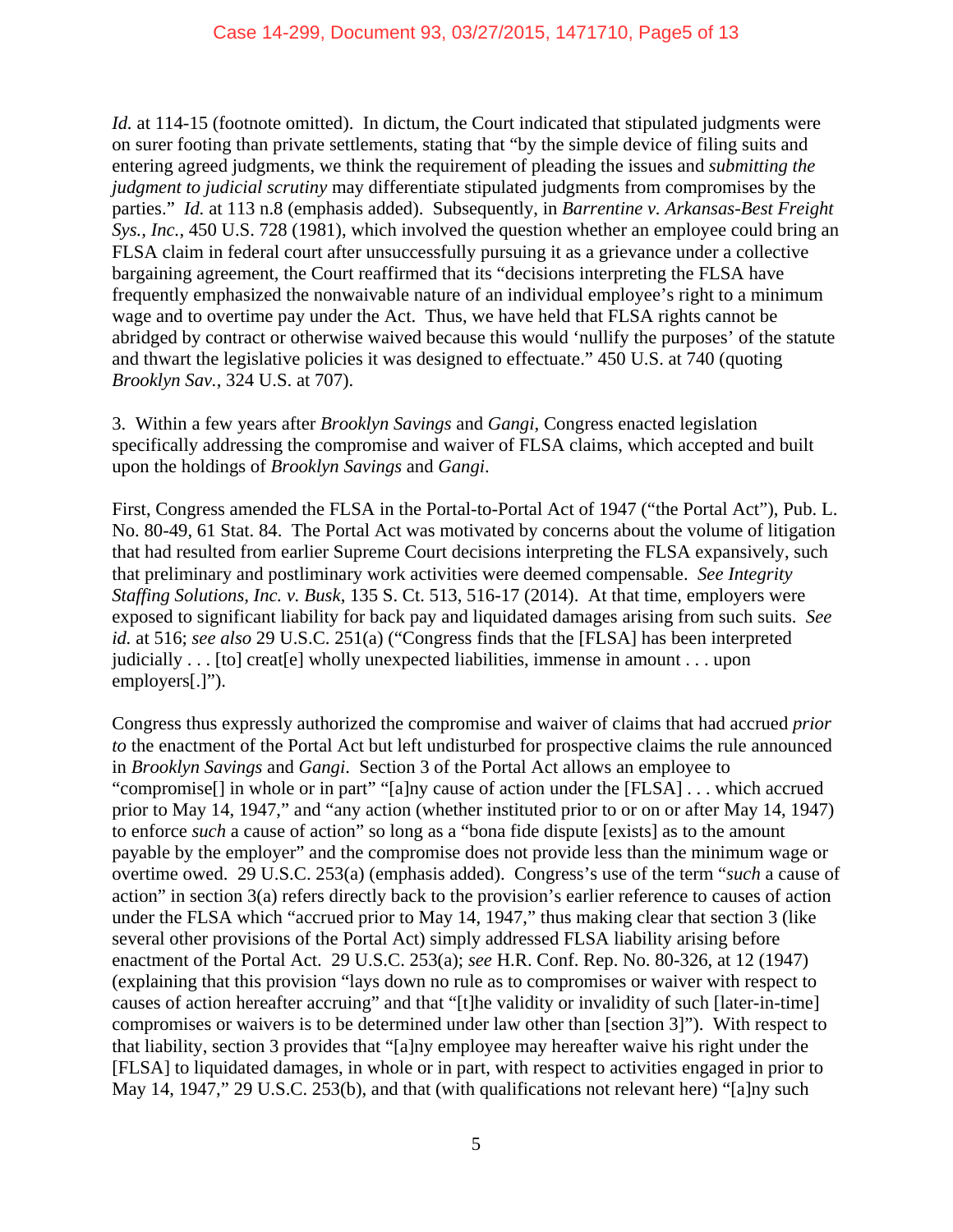*Id.* at 114-15 (footnote omitted). In dictum, the Court indicated that stipulated judgments were on surer footing than private settlements, stating that "by the simple device of filing suits and entering agreed judgments, we think the requirement of pleading the issues and *submitting the judgment to judicial scrutiny* may differentiate stipulated judgments from compromises by the parties." *Id.* at 113 n.8 (emphasis added). Subsequently, in *Barrentine v. Arkansas-Best Freight Sys., Inc.*, 450 U.S. 728 (1981), which involved the question whether an employee could bring an FLSA claim in federal court after unsuccessfully pursuing it as a grievance under a collective bargaining agreement, the Court reaffirmed that its "decisions interpreting the FLSA have frequently emphasized the nonwaivable nature of an individual employee's right to a minimum wage and to overtime pay under the Act. Thus, we have held that FLSA rights cannot be abridged by contract or otherwise waived because this would 'nullify the purposes' of the statute and thwart the legislative policies it was designed to effectuate." 450 U.S. at 740 (quoting *Brooklyn Sav.*, 324 U.S. at 707).

3. Within a few years after *Brooklyn Savings* and *Gangi*, Congress enacted legislation specifically addressing the compromise and waiver of FLSA claims, which accepted and built upon the holdings of *Brooklyn Savings* and *Gangi*.

First, Congress amended the FLSA in the Portal-to-Portal Act of 1947 ("the Portal Act"), Pub. L. No. 80-49, 61 Stat. 84. The Portal Act was motivated by concerns about the volume of litigation that had resulted from earlier Supreme Court decisions interpreting the FLSA expansively, such that preliminary and postliminary work activities were deemed compensable. *See Integrity Staffing Solutions, Inc. v. Busk*, 135 S. Ct. 513, 516-17 (2014). At that time, employers were exposed to significant liability for back pay and liquidated damages arising from such suits. *See id.* at 516; *see also* 29 U.S.C. 251(a) ("Congress finds that the [FLSA] has been interpreted judicially . . . [to] creat[e] wholly unexpected liabilities, immense in amount . . . upon employers[.]").

Congress thus expressly authorized the compromise and waiver of claims that had accrued *prior to* the enactment of the Portal Act but left undisturbed for prospective claims the rule announced in *Brooklyn Savings* and *Gangi*. Section 3 of the Portal Act allows an employee to "compromise[] in whole or in part" "[a]ny cause of action under the [FLSA] . . . which accrued prior to May 14, 1947," and "any action (whether instituted prior to or on or after May 14, 1947) to enforce *such* a cause of action" so long as a "bona fide dispute [exists] as to the amount payable by the employer" and the compromise does not provide less than the minimum wage or overtime owed. 29 U.S.C. 253(a) (emphasis added). Congress's use of the term "*such* a cause of action" in section 3(a) refers directly back to the provision's earlier reference to causes of action under the FLSA which "accrued prior to May 14, 1947," thus making clear that section 3 (like several other provisions of the Portal Act) simply addressed FLSA liability arising before enactment of the Portal Act. 29 U.S.C. 253(a); *see* H.R. Conf. Rep. No. 80-326, at 12 (1947) (explaining that this provision "lays down no rule as to compromises or waiver with respect to causes of action hereafter accruing" and that "[t]he validity or invalidity of such [later-in-time] compromises or waivers is to be determined under law other than [section 3]"). With respect to that liability, section 3 provides that "[a]ny employee may hereafter waive his right under the [FLSA] to liquidated damages, in whole or in part, with respect to activities engaged in prior to May 14, 1947," 29 U.S.C. 253(b), and that (with qualifications not relevant here) "[a]ny such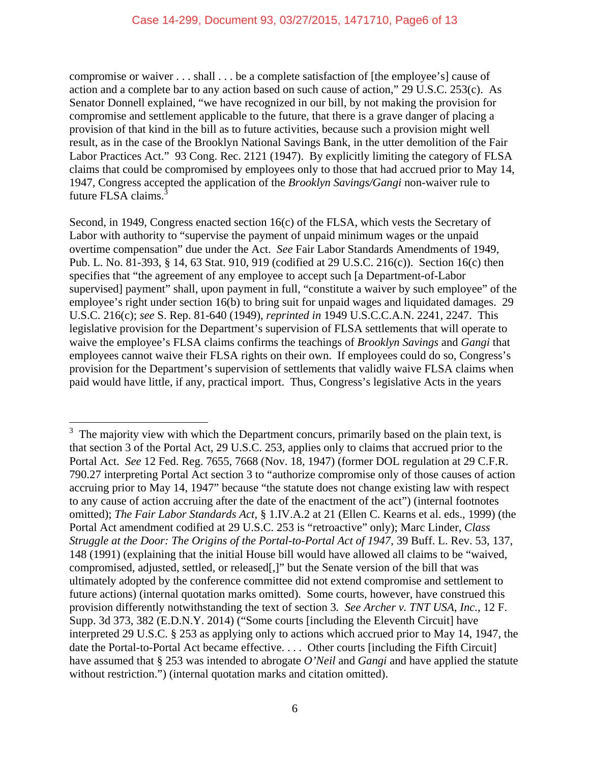compromise or waiver . . . shall . . . be a complete satisfaction of [the employee's] cause of action and a complete bar to any action based on such cause of action," 29 U.S.C. 253(c). As Senator Donnell explained, "we have recognized in our bill, by not making the provision for compromise and settlement applicable to the future, that there is a grave danger of placing a provision of that kind in the bill as to future activities, because such a provision might well result, as in the case of the Brooklyn National Savings Bank, in the utter demolition of the Fair Labor Practices Act." 93 Cong. Rec. 2121 (1947). By explicitly limiting the category of FLSA claims that could be compromised by employees only to those that had accrued prior to May 14, 1947, Congress accepted the application of the *Brooklyn Savings/Gangi* non-waiver rule to future FLSA claims.[3]

Second, in 1949, Congress enacted section 16(c) of the FLSA, which vests the Secretary of Labor with authority to "supervise the payment of unpaid minimum wages or the unpaid overtime compensation" due under the Act. *See* Fair Labor Standards Amendments of 1949, Pub. L. No. 81-393, § 14, 63 Stat. 910, 919 (codified at 29 U.S.C. 216(c)). Section 16(c) then specifies that "the agreement of any employee to accept such [a Department-of-Labor supervised] payment" shall, upon payment in full, "constitute a waiver by such employee" of the employee's right under section 16(b) to bring suit for unpaid wages and liquidated damages. 29 U.S.C. 216(c); *see* S. Rep. 81-640 (1949), *reprinted in* 1949 U.S.C.C.A.N. 2241, 2247. This legislative provision for the Department's supervision of FLSA settlements that will operate to waive the employee's FLSA claims confirms the teachings of *Brooklyn Savings* and *Gangi* that employees cannot waive their FLSA rights on their own. If employees could do so, Congress's provision for the Department's supervision of settlements that validly waive FLSA claims when paid would have little, if any, practical import. Thus, Congress's legislative Acts in the years

---

[3] The majority view with which the Department concurs, primarily based on the plain text, is that section 3 of the Portal Act, 29 U.S.C. 253, applies only to claims that accrued prior to the Portal Act. *See* 12 Fed. Reg. 7655, 7668 (Nov. 18, 1947) (former DOL regulation at 29 C.F.R. 790.27 interpreting Portal Act section 3 to "authorize compromise only of those causes of action accruing prior to May 14, 1947" because "the statute does not change existing law with respect to any cause of action accruing after the date of the enactment of the act") (internal footnotes omitted); *The Fair Labor Standards Act*, § 1.IV.A.2 at 21 (Ellen C. Kearns et al. eds., 1999) (the Portal Act amendment codified at 29 U.S.C. 253 is "retroactive" only); Marc Linder, *Class Struggle at the Door: The Origins of the Portal-to-Portal Act of 1947*, 39 Buff. L. Rev. 53, 137, 148 (1991) (explaining that the initial House bill would have allowed all claims to be "waived, compromised, adjusted, settled, or released[,]" but the Senate version of the bill that was ultimately adopted by the conference committee did not extend compromise and settlement to future actions) (internal quotation marks omitted). Some courts, however, have construed this provision differently notwithstanding the text of section 3. *See Archer v. TNT USA, Inc.*, 12 F. Supp. 3d 373, 382 (E.D.N.Y. 2014) ("Some courts [including the Eleventh Circuit] have interpreted 29 U.S.C. § 253 as applying only to actions which accrued prior to May 14, 1947, the date the Portal-to-Portal Act became effective. . . . Other courts [including the Fifth Circuit] have assumed that § 253 was intended to abrogate *O'Neil* and *Gangi* and have applied the statute without restriction.") (internal quotation marks and citation omitted).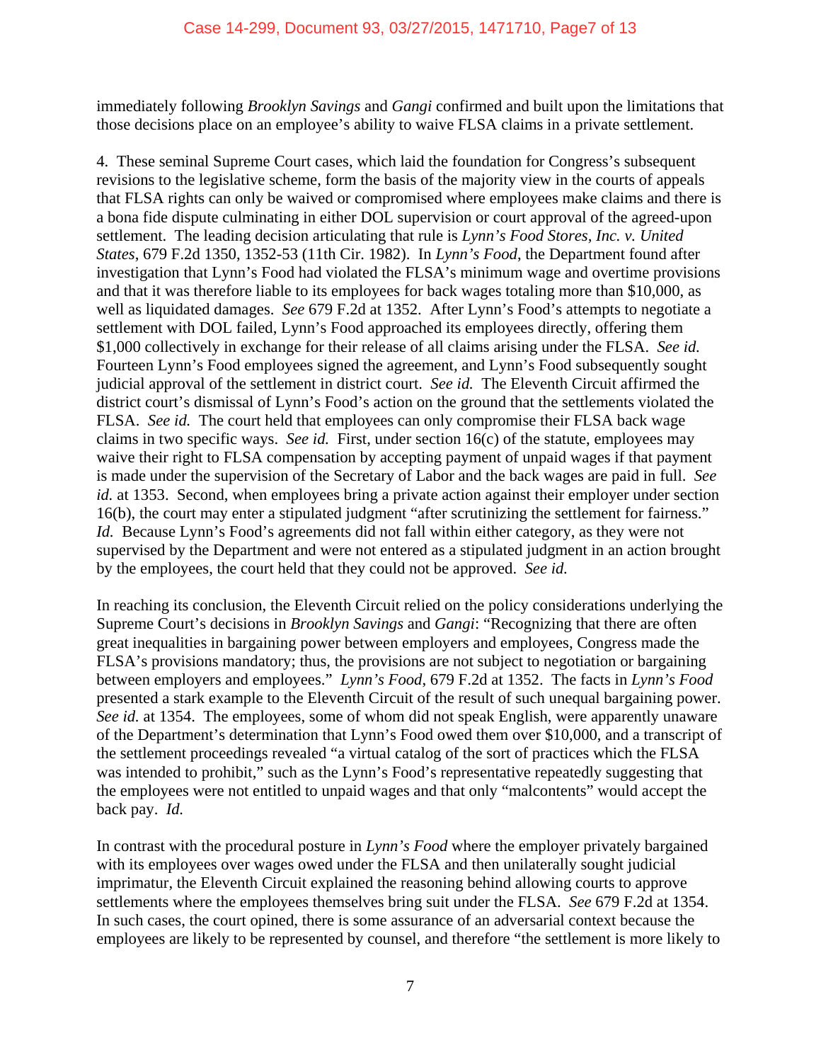immediately following *Brooklyn Savings* and *Gangi* confirmed and built upon the limitations that those decisions place on an employee's ability to waive FLSA claims in a private settlement.

4. These seminal Supreme Court cases, which laid the foundation for Congress's subsequent revisions to the legislative scheme, form the basis of the majority view in the courts of appeals that FLSA rights can only be waived or compromised where employees make claims and there is a bona fide dispute culminating in either DOL supervision or court approval of the agreed-upon settlement. The leading decision articulating that rule is *Lynn's Food Stores, Inc. v. United States*, 679 F.2d 1350, 1352-53 (11th Cir. 1982). In *Lynn's Food*, the Department found after investigation that Lynn's Food had violated the FLSA's minimum wage and overtime provisions and that it was therefore liable to its employees for back wages totaling more than $10,000, as well as liquidated damages. *See* 679 F.2d at 1352. After Lynn's Food's attempts to negotiate a settlement with DOL failed, Lynn's Food approached its employees directly, offering them $1,000 collectively in exchange for their release of all claims arising under the FLSA. *See id.* Fourteen Lynn's Food employees signed the agreement, and Lynn's Food subsequently sought judicial approval of the settlement in district court. *See id.* The Eleventh Circuit affirmed the district court's dismissal of Lynn's Food's action on the ground that the settlements violated the FLSA. *See id.* The court held that employees can only compromise their FLSA back wage claims in two specific ways. *See id.* First, under section 16(c) of the statute, employees may waive their right to FLSA compensation by accepting payment of unpaid wages if that payment is made under the supervision of the Secretary of Labor and the back wages are paid in full. *See id.* at 1353. Second, when employees bring a private action against their employer under section 16(b), the court may enter a stipulated judgment "after scrutinizing the settlement for fairness." *Id.* Because Lynn's Food's agreements did not fall within either category, as they were not supervised by the Department and were not entered as a stipulated judgment in an action brought by the employees, the court held that they could not be approved. *See id.*

In reaching its conclusion, the Eleventh Circuit relied on the policy considerations underlying the Supreme Court's decisions in *Brooklyn Savings* and *Gangi*: "Recognizing that there are often great inequalities in bargaining power between employers and employees, Congress made the FLSA's provisions mandatory; thus, the provisions are not subject to negotiation or bargaining between employers and employees." *Lynn's Food*, 679 F.2d at 1352. The facts in *Lynn's Food* presented a stark example to the Eleventh Circuit of the result of such unequal bargaining power. *See id.* at 1354. The employees, some of whom did not speak English, were apparently unaware of the Department's determination that Lynn's Food owed them over $10,000, and a transcript of the settlement proceedings revealed "a virtual catalog of the sort of practices which the FLSA was intended to prohibit," such as the Lynn's Food's representative repeatedly suggesting that the employees were not entitled to unpaid wages and that only "malcontents" would accept the back pay. *Id.*

In contrast with the procedural posture in *Lynn's Food* where the employer privately bargained with its employees over wages owed under the FLSA and then unilaterally sought judicial imprimatur, the Eleventh Circuit explained the reasoning behind allowing courts to approve settlements where the employees themselves bring suit under the FLSA. *See* 679 F.2d at 1354. In such cases, the court opined, there is some assurance of an adversarial context because the employees are likely to be represented by counsel, and therefore "the settlement is more likely to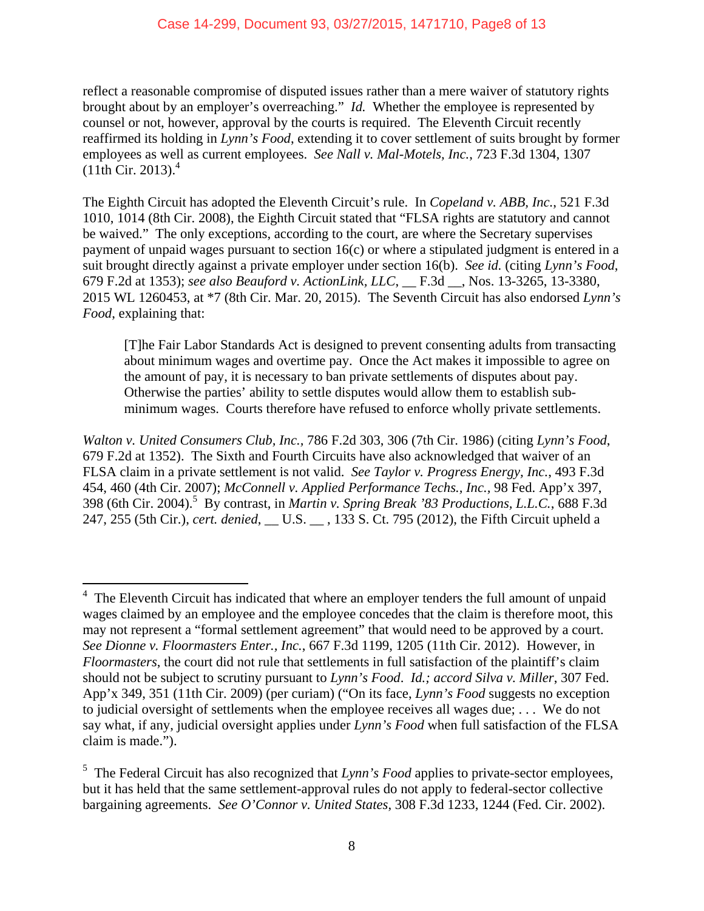reflect a reasonable compromise of disputed issues rather than a mere waiver of statutory rights brought about by an employer's overreaching." *Id.* Whether the employee is represented by counsel or not, however, approval by the courts is required. The Eleventh Circuit recently reaffirmed its holding in *Lynn's Food*, extending it to cover settlement of suits brought by former employees as well as current employees. *See Nall v. Mal-Motels, Inc.*, 723 F.3d 1304, 1307 (11th Cir. 2013).[4]

The Eighth Circuit has adopted the Eleventh Circuit's rule. In *Copeland v. ABB, Inc.*, 521 F.3d 1010, 1014 (8th Cir. 2008), the Eighth Circuit stated that "FLSA rights are statutory and cannot be waived." The only exceptions, according to the court, are where the Secretary supervises payment of unpaid wages pursuant to section 16(c) or where a stipulated judgment is entered in a suit brought directly against a private employer under section 16(b). *See id.* (citing *Lynn's Food*, 679 F.2d at 1353); *see also Beauford v. ActionLink, LLC*, __ F.3d __, Nos. 13-3265, 13-3380, 2015 WL 1260453, at *7 (8th Cir. Mar. 20, 2015). The Seventh Circuit has also endorsed *Lynn's Food*, explaining that:

> [T]he Fair Labor Standards Act is designed to prevent consenting adults from transacting about minimum wages and overtime pay. Once the Act makes it impossible to agree on the amount of pay, it is necessary to ban private settlements of disputes about pay. Otherwise the parties' ability to settle disputes would allow them to establish sub-minimum wages. Courts therefore have refused to enforce wholly private settlements.

*Walton v. United Consumers Club, Inc.*, 786 F.2d 303, 306 (7th Cir. 1986) (citing *Lynn's Food*, 679 F.2d at 1352). The Sixth and Fourth Circuits have also acknowledged that waiver of an FLSA claim in a private settlement is not valid. *See Taylor v. Progress Energy, Inc.*, 493 F.3d 454, 460 (4th Cir. 2007); *McConnell v. Applied Performance Techs., Inc.*, 98 Fed. App'x 397, 398 (6th Cir. 2004).[5] By contrast, in *Martin v. Spring Break '83 Productions, L.L.C.*, 688 F.3d 247, 255 (5th Cir.), *cert. denied*, __ U.S. __ , 133 S. Ct. 795 (2012), the Fifth Circuit upheld a

---

[4] The Eleventh Circuit has indicated that where an employer tenders the full amount of unpaid wages claimed by an employee and the employee concedes that the claim is therefore moot, this may not represent a "formal settlement agreement" that would need to be approved by a court. *See Dionne v. Floormasters Enter., Inc.*, 667 F.3d 1199, 1205 (11th Cir. 2012). However, in *Floormasters*, the court did not rule that settlements in full satisfaction of the plaintiff's claim should not be subject to scrutiny pursuant to *Lynn's Food*. *Id.; accord Silva v. Miller*, 307 Fed. App'x 349, 351 (11th Cir. 2009) (per curiam) ("On its face, *Lynn's Food* suggests no exception to judicial oversight of settlements when the employee receives all wages due; . . . We do not say what, if any, judicial oversight applies under *Lynn's Food* when full satisfaction of the FLSA claim is made.").

[5] The Federal Circuit has also recognized that *Lynn's Food* applies to private-sector employees, but it has held that the same settlement-approval rules do not apply to federal-sector collective bargaining agreements. *See O'Connor v. United States*, 308 F.3d 1233, 1244 (Fed. Cir. 2002).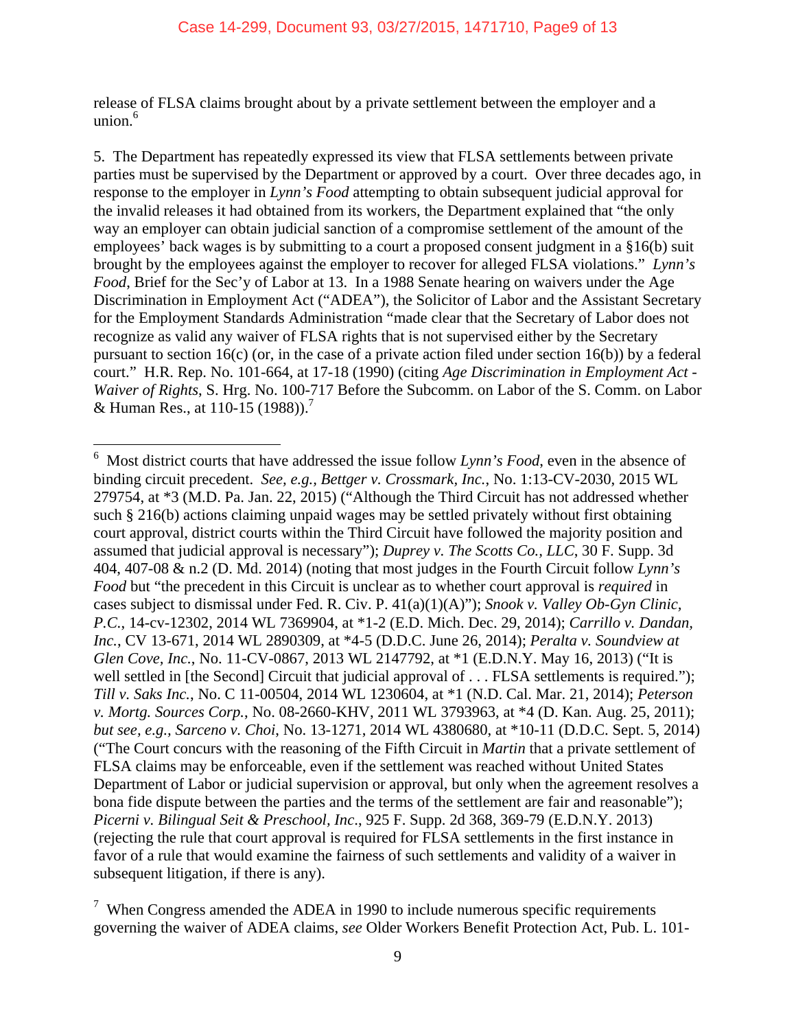release of FLSA claims brought about by a private settlement between the employer and a union.[6]

5. The Department has repeatedly expressed its view that FLSA settlements between private parties must be supervised by the Department or approved by a court. Over three decades ago, in response to the employer in *Lynn's Food* attempting to obtain subsequent judicial approval for the invalid releases it had obtained from its workers, the Department explained that "the only way an employer can obtain judicial sanction of a compromise settlement of the amount of the employees' back wages is by submitting to a court a proposed consent judgment in a §16(b) suit brought by the employees against the employer to recover for alleged FLSA violations." *Lynn's Food*, Brief for the Sec'y of Labor at 13. In a 1988 Senate hearing on waivers under the Age Discrimination in Employment Act ("ADEA"), the Solicitor of Labor and the Assistant Secretary for the Employment Standards Administration "made clear that the Secretary of Labor does not recognize as valid any waiver of FLSA rights that is not supervised either by the Secretary pursuant to section 16(c) (or, in the case of a private action filed under section 16(b)) by a federal court." H.R. Rep. No. 101-664, at 17-18 (1990) (citing *Age Discrimination in Employment Act - Waiver of Rights*, S. Hrg. No. 100-717 Before the Subcomm. on Labor of the S. Comm. on Labor & Human Res., at 110-15 (1988)).[7]

---

[6] Most district courts that have addressed the issue follow *Lynn's Food*, even in the absence of binding circuit precedent. *See, e.g., Bettger v. Crossmark, Inc.*, No. 1:13-CV-2030, 2015 WL 279754, at *3 (M.D. Pa. Jan. 22, 2015) ("Although the Third Circuit has not addressed whether such § 216(b) actions claiming unpaid wages may be settled privately without first obtaining court approval, district courts within the Third Circuit have followed the majority position and assumed that judicial approval is necessary"); *Duprey v. The Scotts Co., LLC*, 30 F. Supp. 3d 404, 407-08 & n.2 (D. Md. 2014) (noting that most judges in the Fourth Circuit follow *Lynn's Food* but "the precedent in this Circuit is unclear as to whether court approval is *required* in cases subject to dismissal under Fed. R. Civ. P. 41(a)(1)(A)"); *Snook v. Valley Ob-Gyn Clinic, P.C.*, 14-cv-12302, 2014 WL 7369904, at *1-2 (E.D. Mich. Dec. 29, 2014); *Carrillo v. Dandan, Inc.*, CV 13-671, 2014 WL 2890309, at *4-5 (D.D.C. June 26, 2014); *Peralta v. Soundview at Glen Cove, Inc.*, No. 11-CV-0867, 2013 WL 2147792, at *1 (E.D.N.Y. May 16, 2013) ("It is well settled in [the Second] Circuit that judicial approval of . . . FLSA settlements is required."); *Till v. Saks Inc.*, No. C 11-00504, 2014 WL 1230604, at *1 (N.D. Cal. Mar. 21, 2014); *Peterson v. Mortg. Sources Corp.*, No. 08-2660-KHV, 2011 WL 3793963, at *4 (D. Kan. Aug. 25, 2011); *but see, e.g., Sarceno v. Choi*, No. 13-1271, 2014 WL 4380680, at *10-11 (D.D.C. Sept. 5, 2014) ("The Court concurs with the reasoning of the Fifth Circuit in *Martin* that a private settlement of FLSA claims may be enforceable, even if the settlement was reached without United States Department of Labor or judicial supervision or approval, but only when the agreement resolves a bona fide dispute between the parties and the terms of the settlement are fair and reasonable"); *Picerni v. Bilingual Seit & Preschool, Inc*., 925 F. Supp. 2d 368, 369-79 (E.D.N.Y. 2013) (rejecting the rule that court approval is required for FLSA settlements in the first instance in favor of a rule that would examine the fairness of such settlements and validity of a waiver in subsequent litigation, if there is any).

[7] When Congress amended the ADEA in 1990 to include numerous specific requirements governing the waiver of ADEA claims, *see* Older Workers Benefit Protection Act, Pub. L. 101-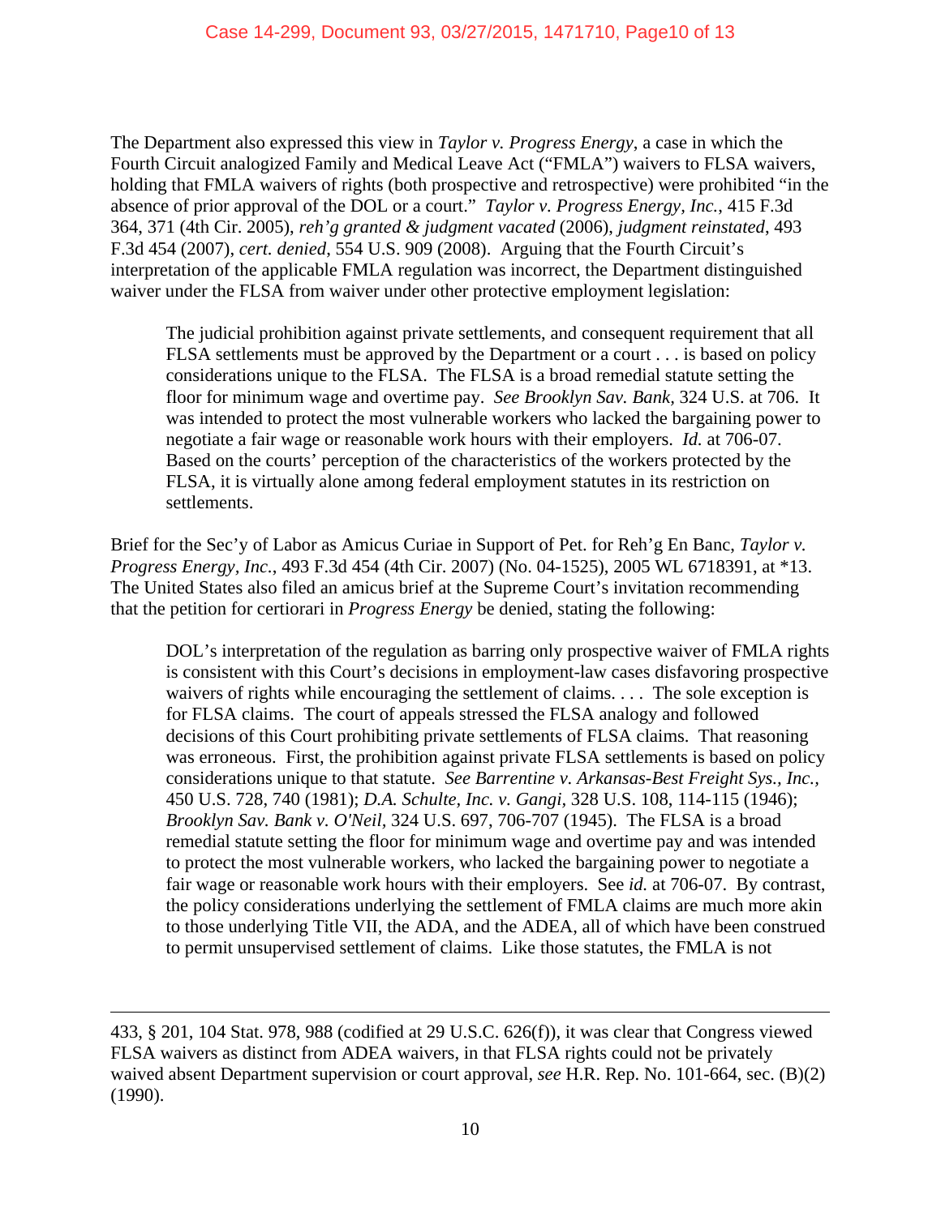The Department also expressed this view in *Taylor v. Progress Energy*, a case in which the Fourth Circuit analogized Family and Medical Leave Act ("FMLA") waivers to FLSA waivers, holding that FMLA waivers of rights (both prospective and retrospective) were prohibited "in the absence of prior approval of the DOL or a court." *Taylor v. Progress Energy, Inc.*, 415 F.3d 364, 371 (4th Cir. 2005), *reh'g granted & judgment vacated* (2006), *judgment reinstated*, 493 F.3d 454 (2007), *cert. denied*, 554 U.S. 909 (2008). Arguing that the Fourth Circuit's interpretation of the applicable FMLA regulation was incorrect, the Department distinguished waiver under the FLSA from waiver under other protective employment legislation:

> The judicial prohibition against private settlements, and consequent requirement that all FLSA settlements must be approved by the Department or a court . . . is based on policy considerations unique to the FLSA. The FLSA is a broad remedial statute setting the floor for minimum wage and overtime pay. *See Brooklyn Sav. Bank*, 324 U.S. at 706. It was intended to protect the most vulnerable workers who lacked the bargaining power to negotiate a fair wage or reasonable work hours with their employers. *Id.* at 706-07. Based on the courts' perception of the characteristics of the workers protected by the FLSA, it is virtually alone among federal employment statutes in its restriction on settlements.

Brief for the Sec'y of Labor as Amicus Curiae in Support of Pet. for Reh'g En Banc, *Taylor v. Progress Energy, Inc.*, 493 F.3d 454 (4th Cir. 2007) (No. 04-1525), 2005 WL 6718391, at *13. The United States also filed an amicus brief at the Supreme Court's invitation recommending that the petition for certiorari in *Progress Energy* be denied, stating the following:

> DOL's interpretation of the regulation as barring only prospective waiver of FMLA rights is consistent with this Court's decisions in employment-law cases disfavoring prospective waivers of rights while encouraging the settlement of claims. . . . The sole exception is for FLSA claims. The court of appeals stressed the FLSA analogy and followed decisions of this Court prohibiting private settlements of FLSA claims. That reasoning was erroneous. First, the prohibition against private FLSA settlements is based on policy considerations unique to that statute. *See Barrentine v. Arkansas-Best Freight Sys., Inc.*, 450 U.S. 728, 740 (1981); *D.A. Schulte, Inc. v. Gangi*, 328 U.S. 108, 114-115 (1946); *Brooklyn Sav. Bank v. O'Neil*, 324 U.S. 697, 706-707 (1945). The FLSA is a broad remedial statute setting the floor for minimum wage and overtime pay and was intended to protect the most vulnerable workers, who lacked the bargaining power to negotiate a fair wage or reasonable work hours with their employers. See *id.* at 706-07. By contrast, the policy considerations underlying the settlement of FMLA claims are much more akin to those underlying Title VII, the ADA, and the ADEA, all of which have been construed to permit unsupervised settlement of claims. Like those statutes, the FMLA is not

---

433, § 201, 104 Stat. 978, 988 (codified at 29 U.S.C. 626(f)), it was clear that Congress viewed FLSA waivers as distinct from ADEA waivers, in that FLSA rights could not be privately waived absent Department supervision or court approval, *see* H.R. Rep. No. 101-664, sec. (B)(2) (1990).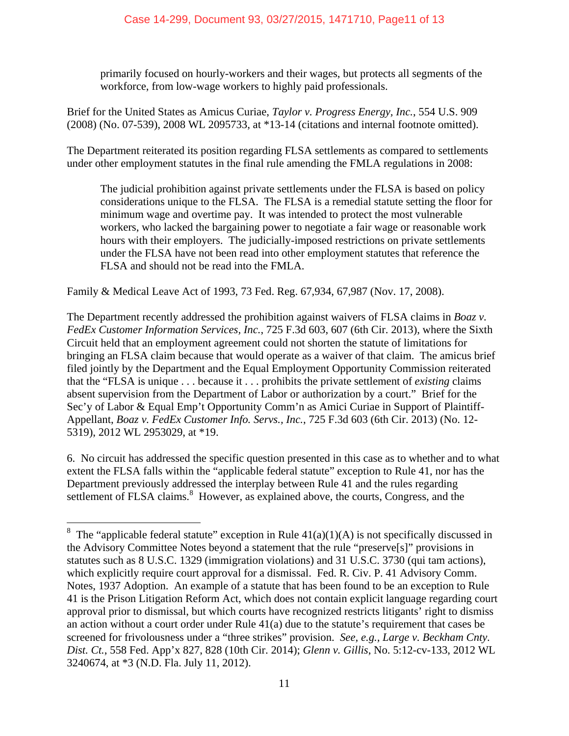> primarily focused on hourly-workers and their wages, but protects all segments of the workforce, from low-wage workers to highly paid professionals.

Brief for the United States as Amicus Curiae, *Taylor v. Progress Energy, Inc.*, 554 U.S. 909 (2008) (No. 07-539), 2008 WL 2095733, at *13-14 (citations and internal footnote omitted).

The Department reiterated its position regarding FLSA settlements as compared to settlements under other employment statutes in the final rule amending the FMLA regulations in 2008:

> The judicial prohibition against private settlements under the FLSA is based on policy considerations unique to the FLSA. The FLSA is a remedial statute setting the floor for minimum wage and overtime pay. It was intended to protect the most vulnerable workers, who lacked the bargaining power to negotiate a fair wage or reasonable work hours with their employers. The judicially-imposed restrictions on private settlements under the FLSA have not been read into other employment statutes that reference the FLSA and should not be read into the FMLA.

Family & Medical Leave Act of 1993, 73 Fed. Reg. 67,934, 67,987 (Nov. 17, 2008).

The Department recently addressed the prohibition against waivers of FLSA claims in *Boaz v. FedEx Customer Information Services, Inc.*, 725 F.3d 603, 607 (6th Cir. 2013), where the Sixth Circuit held that an employment agreement could not shorten the statute of limitations for bringing an FLSA claim because that would operate as a waiver of that claim. The amicus brief filed jointly by the Department and the Equal Employment Opportunity Commission reiterated that the "FLSA is unique . . . because it . . . prohibits the private settlement of *existing* claims absent supervision from the Department of Labor or authorization by a court." Brief for the Sec'y of Labor & Equal Emp't Opportunity Comm'n as Amici Curiae in Support of Plaintiff-Appellant, *Boaz v. FedEx Customer Info. Servs., Inc.*, 725 F.3d 603 (6th Cir. 2013) (No. 12-5319), 2012 WL 2953029, at *19.

6. No circuit has addressed the specific question presented in this case as to whether and to what extent the FLSA falls within the "applicable federal statute" exception to Rule 41, nor has the Department previously addressed the interplay between Rule 41 and the rules regarding settlement of FLSA claims.[8] However, as explained above, the courts, Congress, and the

---

[8] The "applicable federal statute" exception in Rule 41(a)(1)(A) is not specifically discussed in the Advisory Committee Notes beyond a statement that the rule "preserve[s]" provisions in statutes such as 8 U.S.C. 1329 (immigration violations) and 31 U.S.C. 3730 (qui tam actions), which explicitly require court approval for a dismissal. Fed. R. Civ. P. 41 Advisory Comm. Notes, 1937 Adoption. An example of a statute that has been found to be an exception to Rule 41 is the Prison Litigation Reform Act, which does not contain explicit language regarding court approval prior to dismissal, but which courts have recognized restricts litigants' right to dismiss an action without a court order under Rule 41(a) due to the statute's requirement that cases be screened for frivolousness under a "three strikes" provision. *See, e.g.*, *Large v. Beckham Cnty. Dist. Ct.*, 558 Fed. App'x 827, 828 (10th Cir. 2014); *Glenn v. Gillis*, No. 5:12-cv-133, 2012 WL 3240674, at *3 (N.D. Fla. July 11, 2012).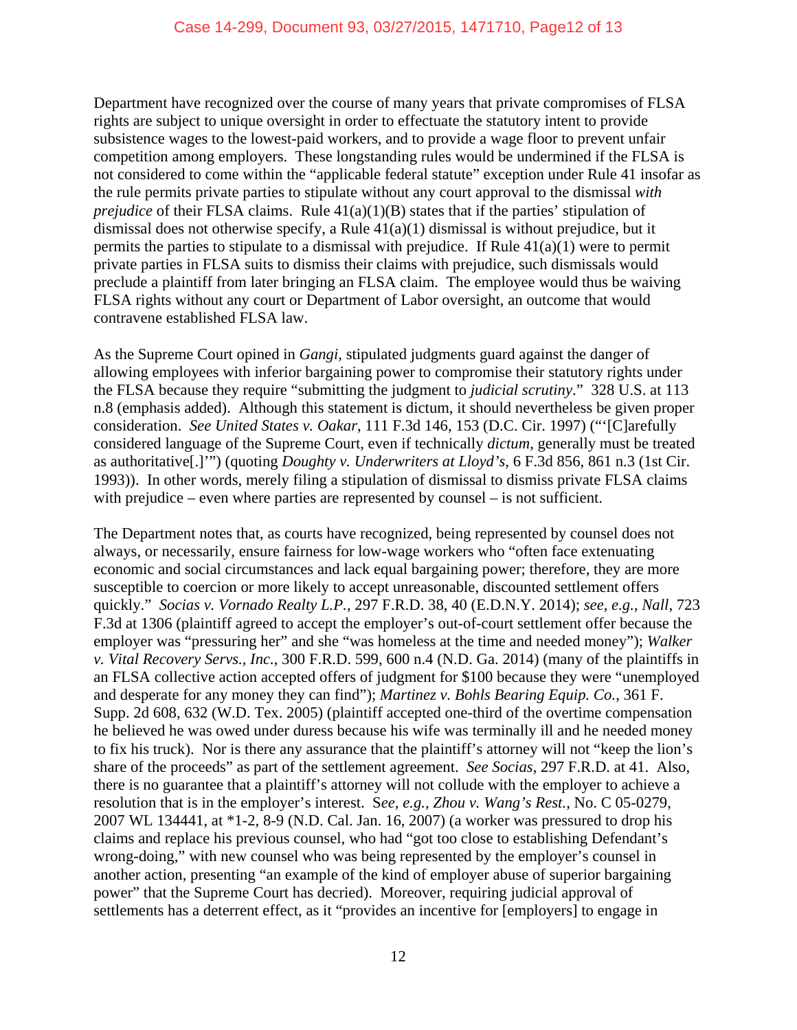Department have recognized over the course of many years that private compromises of FLSA rights are subject to unique oversight in order to effectuate the statutory intent to provide subsistence wages to the lowest-paid workers, and to provide a wage floor to prevent unfair competition among employers. These longstanding rules would be undermined if the FLSA is not considered to come within the "applicable federal statute" exception under Rule 41 insofar as the rule permits private parties to stipulate without any court approval to the dismissal *with prejudice* of their FLSA claims. Rule 41(a)(1)(B) states that if the parties' stipulation of dismissal does not otherwise specify, a Rule 41(a)(1) dismissal is without prejudice, but it permits the parties to stipulate to a dismissal with prejudice. If Rule 41(a)(1) were to permit private parties in FLSA suits to dismiss their claims with prejudice, such dismissals would preclude a plaintiff from later bringing an FLSA claim. The employee would thus be waiving FLSA rights without any court or Department of Labor oversight, an outcome that would contravene established FLSA law.

As the Supreme Court opined in *Gangi*, stipulated judgments guard against the danger of allowing employees with inferior bargaining power to compromise their statutory rights under the FLSA because they require "submitting the judgment to *judicial scrutiny*." 328 U.S. at 113 n.8 (emphasis added). Although this statement is dictum, it should nevertheless be given proper consideration. *See United States v. Oakar*, 111 F.3d 146, 153 (D.C. Cir. 1997) ("'[C]arefully considered language of the Supreme Court, even if technically *dictum*, generally must be treated as authoritative[.]'") (quoting *Doughty v. Underwriters at Lloyd's*, 6 F.3d 856, 861 n.3 (1st Cir. 1993)). In other words, merely filing a stipulation of dismissal to dismiss private FLSA claims with prejudice – even where parties are represented by counsel – is not sufficient.

The Department notes that, as courts have recognized, being represented by counsel does not always, or necessarily, ensure fairness for low-wage workers who "often face extenuating economic and social circumstances and lack equal bargaining power; therefore, they are more susceptible to coercion or more likely to accept unreasonable, discounted settlement offers quickly." *Socias v. Vornado Realty L.P.*, 297 F.R.D. 38, 40 (E.D.N.Y. 2014); *see, e.g., Nall*, 723 F.3d at 1306 (plaintiff agreed to accept the employer's out-of-court settlement offer because the employer was "pressuring her" and she "was homeless at the time and needed money"); *Walker v. Vital Recovery Servs., Inc.*, 300 F.R.D. 599, 600 n.4 (N.D. Ga. 2014) (many of the plaintiffs in an FLSA collective action accepted offers of judgment for $100 because they were "unemployed and desperate for any money they can find"); *Martinez v. Bohls Bearing Equip. Co.*, 361 F. Supp. 2d 608, 632 (W.D. Tex. 2005) (plaintiff accepted one-third of the overtime compensation he believed he was owed under duress because his wife was terminally ill and he needed money to fix his truck). Nor is there any assurance that the plaintiff's attorney will not "keep the lion's share of the proceeds" as part of the settlement agreement. *See Socias*, 297 F.R.D. at 41. Also, there is no guarantee that a plaintiff's attorney will not collude with the employer to achieve a resolution that is in the employer's interest. *See, e.g., Zhou v. Wang's Rest.*, No. C 05-0279, 2007 WL 134441, at *1-2, 8-9 (N.D. Cal. Jan. 16, 2007) (a worker was pressured to drop his claims and replace his previous counsel, who had "got too close to establishing Defendant's wrong-doing," with new counsel who was being represented by the employer's counsel in another action, presenting "an example of the kind of employer abuse of superior bargaining power" that the Supreme Court has decried). Moreover, requiring judicial approval of settlements has a deterrent effect, as it "provides an incentive for [employers] to engage in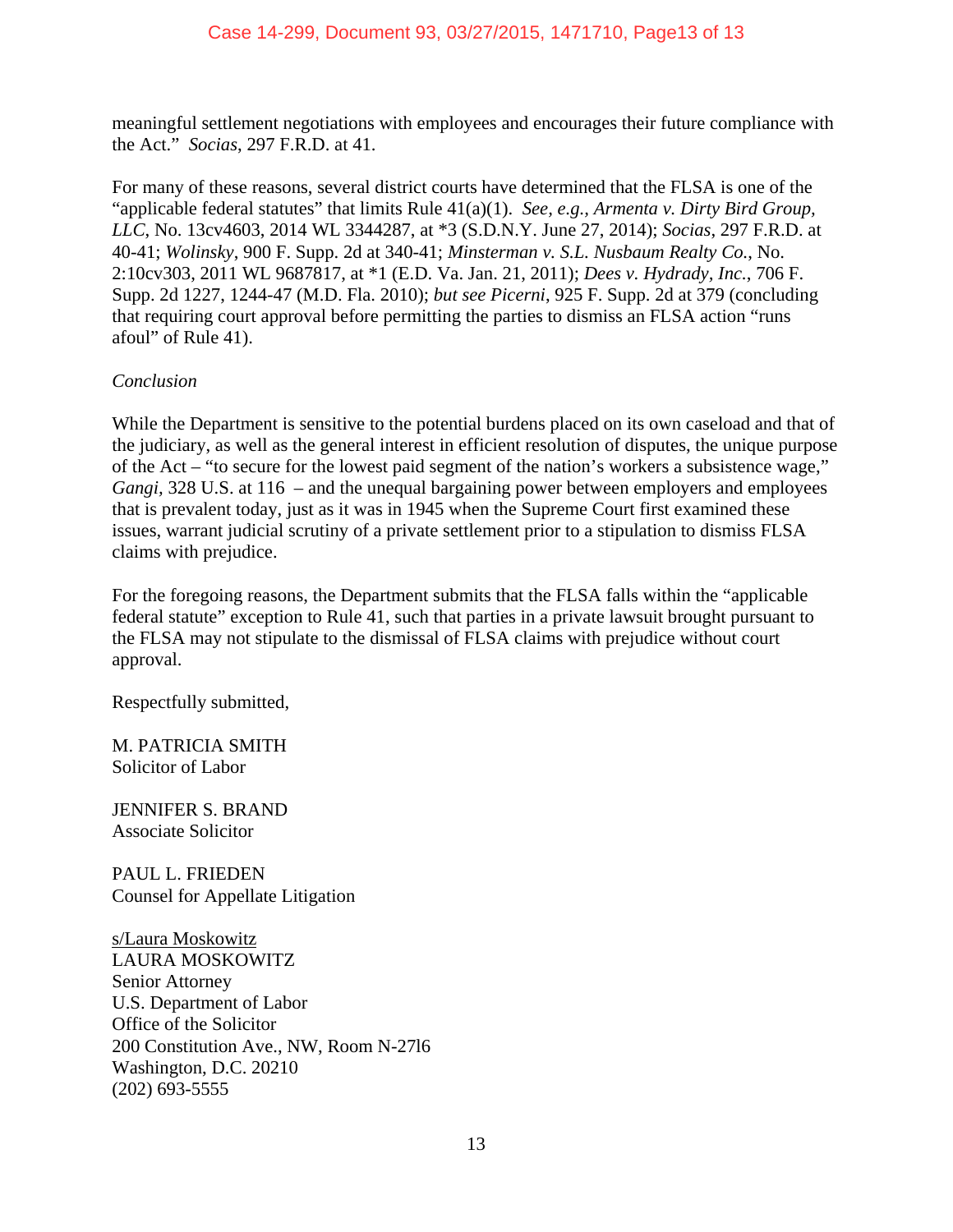meaningful settlement negotiations with employees and encourages their future compliance with the Act." *Socias*, 297 F.R.D. at 41.

For many of these reasons, several district courts have determined that the FLSA is one of the "applicable federal statutes" that limits Rule 41(a)(1). *See, e.g., Armenta v. Dirty Bird Group, LLC*, No. 13cv4603, 2014 WL 3344287, at *3 (S.D.N.Y. June 27, 2014); *Socias*, 297 F.R.D. at 40-41; *Wolinsky*, 900 F. Supp. 2d at 340-41; *Minsterman v. S.L. Nusbaum Realty Co.*, No. 2:10cv303, 2011 WL 9687817, at *1 (E.D. Va. Jan. 21, 2011); *Dees v. Hydrady, Inc.*, 706 F. Supp. 2d 1227, 1244-47 (M.D. Fla. 2010); *but see Picerni*, 925 F. Supp. 2d at 379 (concluding that requiring court approval before permitting the parties to dismiss an FLSA action "runs afoul" of Rule 41).

*Conclusion*

While the Department is sensitive to the potential burdens placed on its own caseload and that of the judiciary, as well as the general interest in efficient resolution of disputes, the unique purpose of the Act – "to secure for the lowest paid segment of the nation's workers a subsistence wage," *Gangi*, 328 U.S. at 116 – and the unequal bargaining power between employers and employees that is prevalent today, just as it was in 1945 when the Supreme Court first examined these issues, warrant judicial scrutiny of a private settlement prior to a stipulation to dismiss FLSA claims with prejudice.

For the foregoing reasons, the Department submits that the FLSA falls within the "applicable federal statute" exception to Rule 41, such that parties in a private lawsuit brought pursuant to the FLSA may not stipulate to the dismissal of FLSA claims with prejudice without court approval.

Respectfully submitted,

M. PATRICIA SMITH
Solicitor of Labor

JENNIFER S. BRAND
Associate Solicitor

PAUL L. FRIEDEN
Counsel for Appellate Litigation

s/Laura Moskowitz
LAURA MOSKOWITZ
Senior Attorney
U.S. Department of Labor
Office of the Solicitor
200 Constitution Ave., NW, Room N-2716
Washington, D.C. 20210
(202) 693-5555